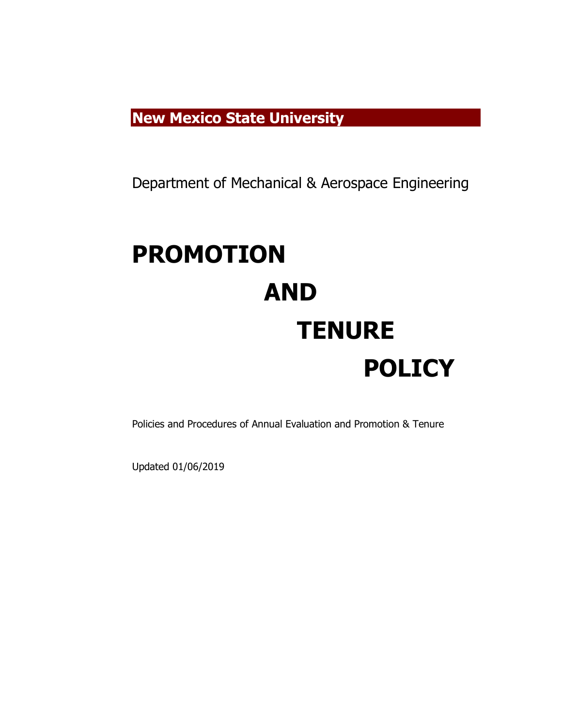**New Mexico State University**

Department of Mechanical & Aerospace Engineering

# PROMOTION AND TENURE POLICY

Policies and Procedures of Annual Evaluation and Promotion & Tenure

Updated 01/06/2019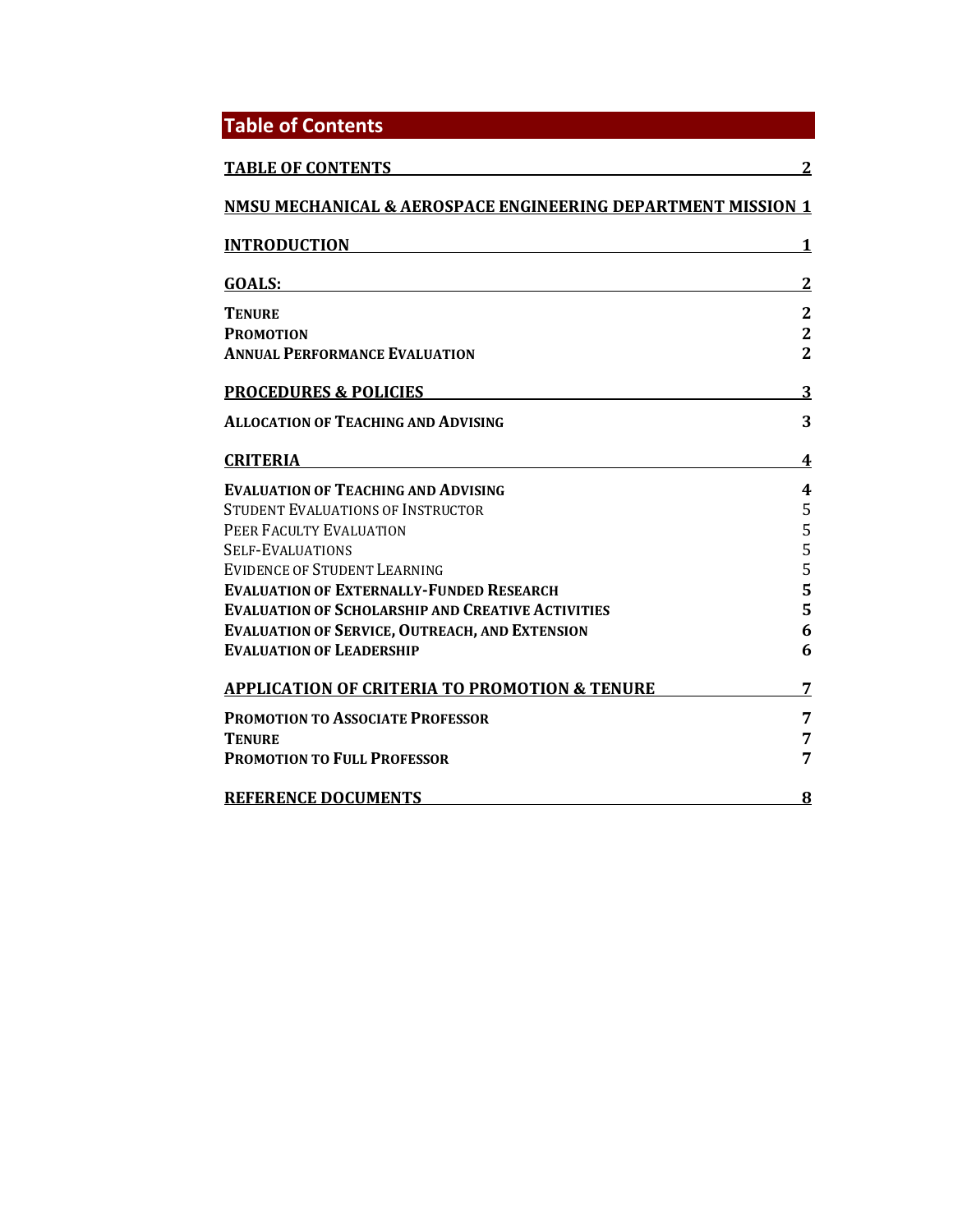## Table of Contents

| | |
|---|---|
| **TABLE OF CONTENTS** | **2** |
| **NMSU MECHANICAL & AEROSPACE ENGINEERING DEPARTMENT MISSION** | **1** |
| **INTRODUCTION** | **1** |
| **GOALS:** | **2** |
| **TENURE** | **2** |
| **PROMOTION** | **2** |
| **ANNUAL PERFORMANCE EVALUATION** | **2** |
| **PROCEDURES & POLICIES** | **3** |
| **ALLOCATION OF TEACHING AND ADVISING** | **3** |
| **CRITERIA** | **4** |
| **EVALUATION OF TEACHING AND ADVISING** | **4** |
| STUDENT EVALUATIONS OF INSTRUCTOR | 5 |
| PEER FACULTY EVALUATION | 5 |
| SELF-EVALUATIONS | 5 |
| EVIDENCE OF STUDENT LEARNING | 5 |
| **EVALUATION OF EXTERNALLY-FUNDED RESEARCH** | **5** |
| **EVALUATION OF SCHOLARSHIP AND CREATIVE ACTIVITIES** | **5** |
| **EVALUATION OF SERVICE, OUTREACH, AND EXTENSION** | **6** |
| **EVALUATION OF LEADERSHIP** | **6** |
| **APPLICATION OF CRITERIA TO PROMOTION & TENURE** | **7** |
| **PROMOTION TO ASSOCIATE PROFESSOR** | **7** |
| **TENURE** | **7** |
| **PROMOTION TO FULL PROFESSOR** | **7** |
| **REFERENCE DOCUMENTS** | **8** |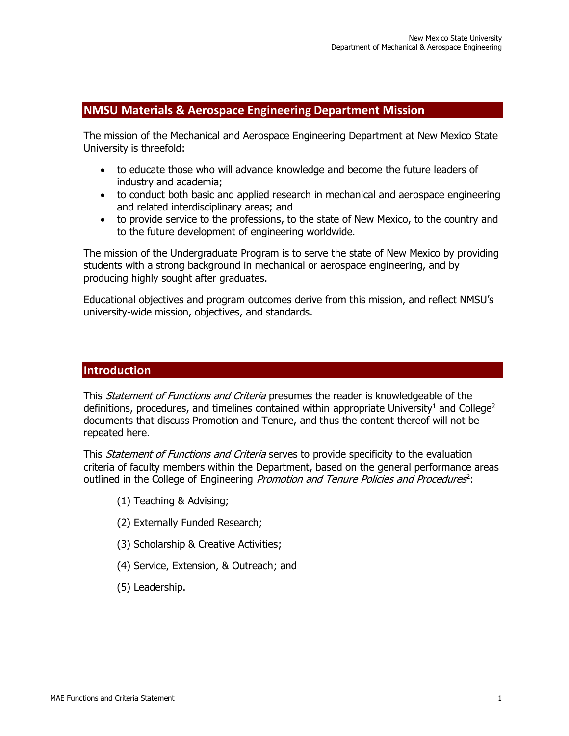## NMSU Materials & Aerospace Engineering Department Mission

The mission of the Mechanical and Aerospace Engineering Department at New Mexico State University is threefold:

- to educate those who will advance knowledge and become the future leaders of industry and academia;
- to conduct both basic and applied research in mechanical and aerospace engineering and related interdisciplinary areas; and
- to provide service to the professions, to the state of New Mexico, to the country and to the future development of engineering worldwide.

The mission of the Undergraduate Program is to serve the state of New Mexico by providing students with a strong background in mechanical or aerospace engineering, and by producing highly sought after graduates.

Educational objectives and program outcomes derive from this mission, and reflect NMSU's university-wide mission, objectives, and standards.

## Introduction

This *Statement of Functions and Criteria* presumes the reader is knowledgeable of the definitions, procedures, and timelines contained within appropriate University[1] and College[2] documents that discuss Promotion and Tenure, and thus the content thereof will not be repeated here.

This *Statement of Functions and Criteria* serves to provide specificity to the evaluation criteria of faculty members within the Department, based on the general performance areas outlined in the College of Engineering *Promotion and Tenure Policies and Procedures*[2]:

(1) Teaching & Advising;

(2) Externally Funded Research;

(3) Scholarship & Creative Activities;

(4) Service, Extension, & Outreach; and

(5) Leadership.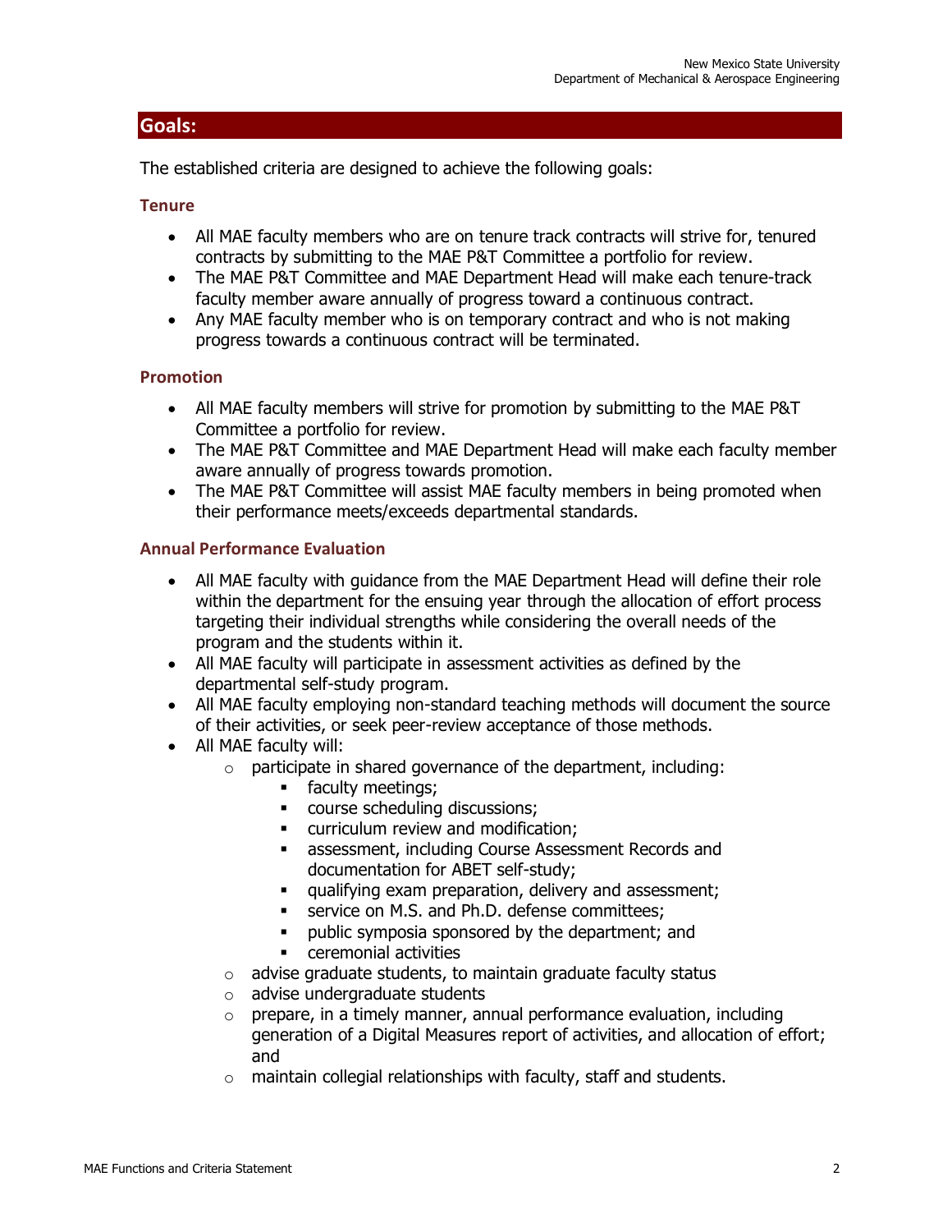## Goals:

The established criteria are designed to achieve the following goals:

### Tenure

- All MAE faculty members who are on tenure track contracts will strive for, tenured contracts by submitting to the MAE P&T Committee a portfolio for review.
- The MAE P&T Committee and MAE Department Head will make each tenure-track faculty member aware annually of progress toward a continuous contract.
- Any MAE faculty member who is on temporary contract and who is not making progress towards a continuous contract will be terminated.

### Promotion

- All MAE faculty members will strive for promotion by submitting to the MAE P&T Committee a portfolio for review.
- The MAE P&T Committee and MAE Department Head will make each faculty member aware annually of progress towards promotion.
- The MAE P&T Committee will assist MAE faculty members in being promoted when their performance meets/exceeds departmental standards.

### Annual Performance Evaluation

- All MAE faculty with guidance from the MAE Department Head will define their role within the department for the ensuing year through the allocation of effort process targeting their individual strengths while considering the overall needs of the program and the students within it.
- All MAE faculty will participate in assessment activities as defined by the departmental self-study program.
- All MAE faculty employing non-standard teaching methods will document the source of their activities, or seek peer-review acceptance of those methods.
- All MAE faculty will:
  - participate in shared governance of the department, including:
    - faculty meetings;
    - course scheduling discussions;
    - curriculum review and modification;
    - assessment, including Course Assessment Records and documentation for ABET self-study;
    - qualifying exam preparation, delivery and assessment;
    - service on M.S. and Ph.D. defense committees;
    - public symposia sponsored by the department; and
    - ceremonial activities
  - advise graduate students, to maintain graduate faculty status
  - advise undergraduate students
  - prepare, in a timely manner, annual performance evaluation, including generation of a Digital Measures report of activities, and allocation of effort; and
  - maintain collegial relationships with faculty, staff and students.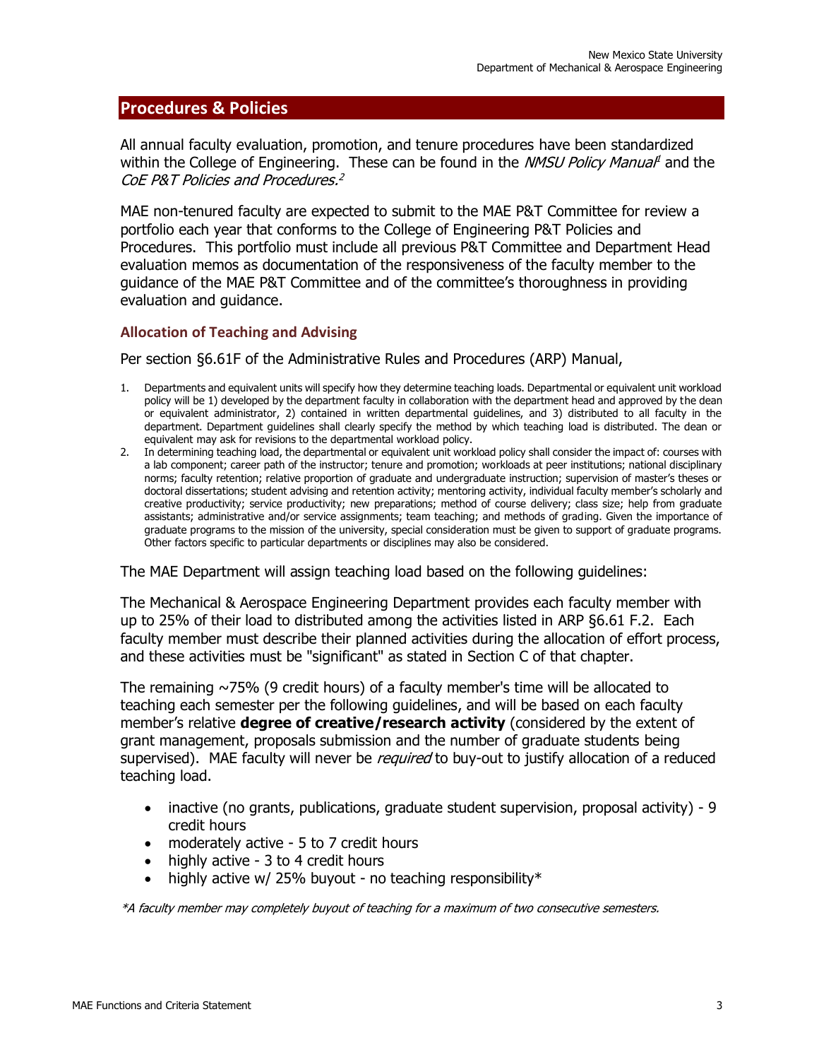## Procedures & Policies

All annual faculty evaluation, promotion, and tenure procedures have been standardized within the College of Engineering. These can be found in the *NMSU Policy Manual*[1] and the *CoE P&T Policies and Procedures.*[2]

MAE non-tenured faculty are expected to submit to the MAE P&T Committee for review a portfolio each year that conforms to the College of Engineering P&T Policies and Procedures. This portfolio must include all previous P&T Committee and Department Head evaluation memos as documentation of the responsiveness of the faculty member to the guidance of the MAE P&T Committee and of the committee's thoroughness in providing evaluation and guidance.

### Allocation of Teaching and Advising

Per section §6.61F of the Administrative Rules and Procedures (ARP) Manual,

1. Departments and equivalent units will specify how they determine teaching loads. Departmental or equivalent unit workload policy will be 1) developed by the department faculty in collaboration with the department head and approved by the dean or equivalent administrator, 2) contained in written departmental guidelines, and 3) distributed to all faculty in the department. Department guidelines shall clearly specify the method by which teaching load is distributed. The dean or equivalent may ask for revisions to the departmental workload policy.
2. In determining teaching load, the departmental or equivalent unit workload policy shall consider the impact of: courses with a lab component; career path of the instructor; tenure and promotion; workloads at peer institutions; national disciplinary norms; faculty retention; relative proportion of graduate and undergraduate instruction; supervision of master's theses or doctoral dissertations; student advising and retention activity; mentoring activity, individual faculty member's scholarly and creative productivity; service productivity; new preparations; method of course delivery; class size; help from graduate assistants; administrative and/or service assignments; team teaching; and methods of grading. Given the importance of graduate programs to the mission of the university, special consideration must be given to support of graduate programs. Other factors specific to particular departments or disciplines may also be considered.

The MAE Department will assign teaching load based on the following guidelines:

The Mechanical & Aerospace Engineering Department provides each faculty member with up to 25% of their load to distributed among the activities listed in ARP §6.61 F.2. Each faculty member must describe their planned activities during the allocation of effort process, and these activities must be "significant" as stated in Section C of that chapter.

The remaining ~75% (9 credit hours) of a faculty member's time will be allocated to teaching each semester per the following guidelines, and will be based on each faculty member's relative **degree of creative/research activity** (considered by the extent of grant management, proposals submission and the number of graduate students being supervised). MAE faculty will never be *required* to buy-out to justify allocation of a reduced teaching load.

- inactive (no grants, publications, graduate student supervision, proposal activity) - 9 credit hours
- moderately active - 5 to 7 credit hours
- highly active - 3 to 4 credit hours
- highly active w/ 25% buyout - no teaching responsibility*

*\*A faculty member may completely buyout of teaching for a maximum of two consecutive semesters.*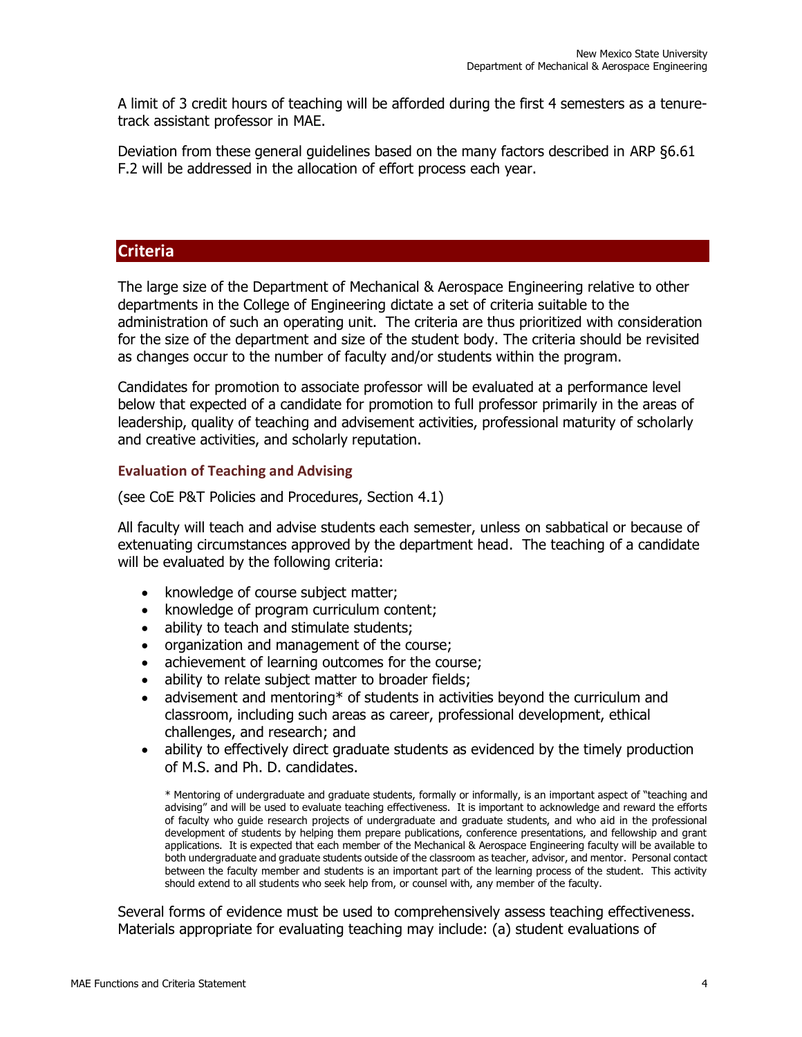A limit of 3 credit hours of teaching will be afforded during the first 4 semesters as a tenure-track assistant professor in MAE.

Deviation from these general guidelines based on the many factors described in ARP §6.61 F.2 will be addressed in the allocation of effort process each year.

## Criteria

The large size of the Department of Mechanical & Aerospace Engineering relative to other departments in the College of Engineering dictate a set of criteria suitable to the administration of such an operating unit. The criteria are thus prioritized with consideration for the size of the department and size of the student body. The criteria should be revisited as changes occur to the number of faculty and/or students within the program.

Candidates for promotion to associate professor will be evaluated at a performance level below that expected of a candidate for promotion to full professor primarily in the areas of leadership, quality of teaching and advisement activities, professional maturity of scholarly and creative activities, and scholarly reputation.

### Evaluation of Teaching and Advising

(see CoE P&T Policies and Procedures, Section 4.1)

All faculty will teach and advise students each semester, unless on sabbatical or because of extenuating circumstances approved by the department head. The teaching of a candidate will be evaluated by the following criteria:

- knowledge of course subject matter;
- knowledge of program curriculum content;
- ability to teach and stimulate students;
- organization and management of the course;
- achievement of learning outcomes for the course;
- ability to relate subject matter to broader fields;
- advisement and mentoring* of students in activities beyond the curriculum and classroom, including such areas as career, professional development, ethical challenges, and research; and
- ability to effectively direct graduate students as evidenced by the timely production of M.S. and Ph. D. candidates.

* Mentoring of undergraduate and graduate students, formally or informally, is an important aspect of "teaching and advising" and will be used to evaluate teaching effectiveness. It is important to acknowledge and reward the efforts of faculty who guide research projects of undergraduate and graduate students, and who aid in the professional development of students by helping them prepare publications, conference presentations, and fellowship and grant applications. It is expected that each member of the Mechanical & Aerospace Engineering faculty will be available to both undergraduate and graduate students outside of the classroom as teacher, advisor, and mentor. Personal contact between the faculty member and students is an important part of the learning process of the student. This activity should extend to all students who seek help from, or counsel with, any member of the faculty.

Several forms of evidence must be used to comprehensively assess teaching effectiveness. Materials appropriate for evaluating teaching may include: (a) student evaluations of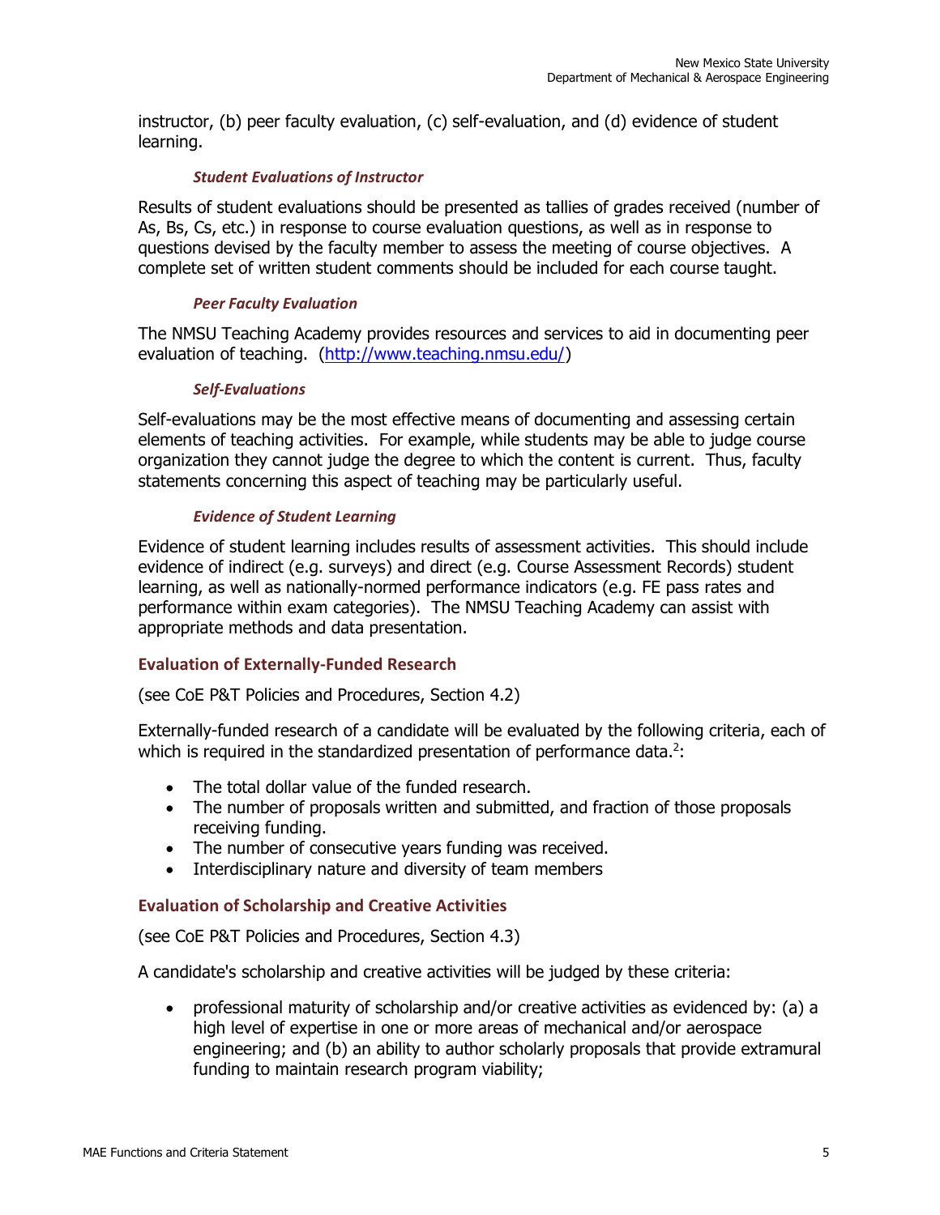instructor, (b) peer faculty evaluation, (c) self-evaluation, and (d) evidence of student learning.

#### *Student Evaluations of Instructor*

Results of student evaluations should be presented as tallies of grades received (number of As, Bs, Cs, etc.) in response to course evaluation questions, as well as in response to questions devised by the faculty member to assess the meeting of course objectives. A complete set of written student comments should be included for each course taught.

#### *Peer Faculty Evaluation*

The NMSU Teaching Academy provides resources and services to aid in documenting peer evaluation of teaching. (http://www.teaching.nmsu.edu/)

#### *Self-Evaluations*

Self-evaluations may be the most effective means of documenting and assessing certain elements of teaching activities. For example, while students may be able to judge course organization they cannot judge the degree to which the content is current. Thus, faculty statements concerning this aspect of teaching may be particularly useful.

#### *Evidence of Student Learning*

Evidence of student learning includes results of assessment activities. This should include evidence of indirect (e.g. surveys) and direct (e.g. Course Assessment Records) student learning, as well as nationally-normed performance indicators (e.g. FE pass rates and performance within exam categories). The NMSU Teaching Academy can assist with appropriate methods and data presentation.

### Evaluation of Externally-Funded Research

(see CoE P&T Policies and Procedures, Section 4.2)

Externally-funded research of a candidate will be evaluated by the following criteria, each of which is required in the standardized presentation of performance data.[2]:

- The total dollar value of the funded research.
- The number of proposals written and submitted, and fraction of those proposals receiving funding.
- The number of consecutive years funding was received.
- Interdisciplinary nature and diversity of team members

### Evaluation of Scholarship and Creative Activities

(see CoE P&T Policies and Procedures, Section 4.3)

A candidate's scholarship and creative activities will be judged by these criteria:

- professional maturity of scholarship and/or creative activities as evidenced by: (a) a high level of expertise in one or more areas of mechanical and/or aerospace engineering; and (b) an ability to author scholarly proposals that provide extramural funding to maintain research program viability;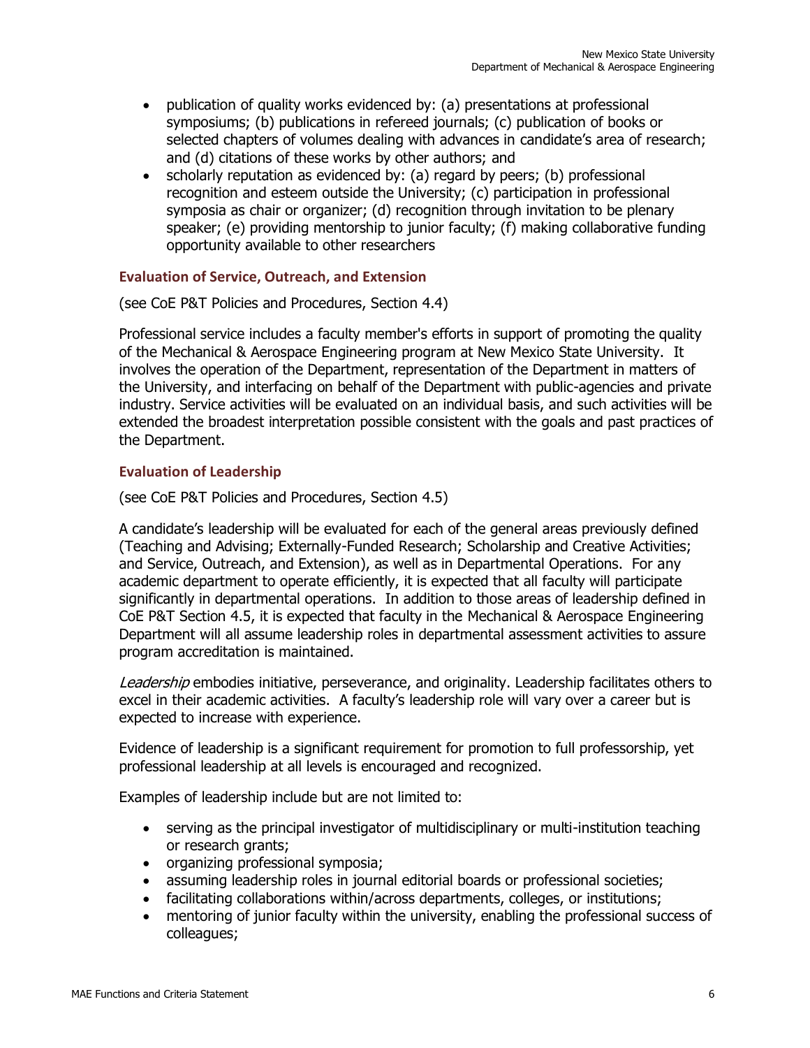- publication of quality works evidenced by: (a) presentations at professional symposiums; (b) publications in refereed journals; (c) publication of books or selected chapters of volumes dealing with advances in candidate's area of research; and (d) citations of these works by other authors; and
- scholarly reputation as evidenced by: (a) regard by peers; (b) professional recognition and esteem outside the University; (c) participation in professional symposia as chair or organizer; (d) recognition through invitation to be plenary speaker; (e) providing mentorship to junior faculty; (f) making collaborative funding opportunity available to other researchers

### Evaluation of Service, Outreach, and Extension

(see CoE P&T Policies and Procedures, Section 4.4)

Professional service includes a faculty member's efforts in support of promoting the quality of the Mechanical & Aerospace Engineering program at New Mexico State University. It involves the operation of the Department, representation of the Department in matters of the University, and interfacing on behalf of the Department with public-agencies and private industry. Service activities will be evaluated on an individual basis, and such activities will be extended the broadest interpretation possible consistent with the goals and past practices of the Department.

### Evaluation of Leadership

(see CoE P&T Policies and Procedures, Section 4.5)

A candidate's leadership will be evaluated for each of the general areas previously defined (Teaching and Advising; Externally-Funded Research; Scholarship and Creative Activities; and Service, Outreach, and Extension), as well as in Departmental Operations. For any academic department to operate efficiently, it is expected that all faculty will participate significantly in departmental operations. In addition to those areas of leadership defined in CoE P&T Section 4.5, it is expected that faculty in the Mechanical & Aerospace Engineering Department will all assume leadership roles in departmental assessment activities to assure program accreditation is maintained.

*Leadership* embodies initiative, perseverance, and originality. Leadership facilitates others to excel in their academic activities. A faculty's leadership role will vary over a career but is expected to increase with experience.

Evidence of leadership is a significant requirement for promotion to full professorship, yet professional leadership at all levels is encouraged and recognized.

Examples of leadership include but are not limited to:

- serving as the principal investigator of multidisciplinary or multi-institution teaching or research grants;
- organizing professional symposia;
- assuming leadership roles in journal editorial boards or professional societies;
- facilitating collaborations within/across departments, colleges, or institutions;
- mentoring of junior faculty within the university, enabling the professional success of colleagues;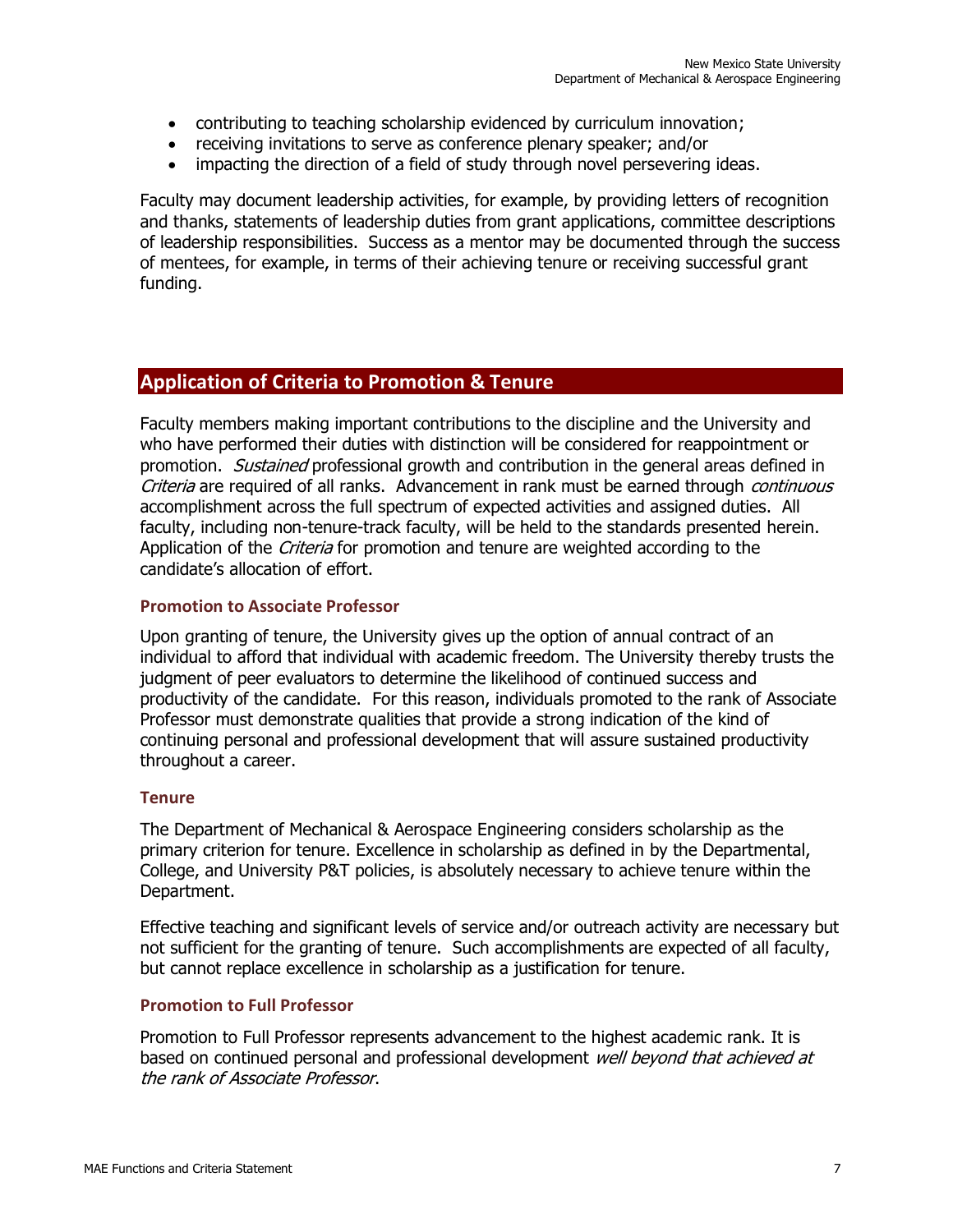- contributing to teaching scholarship evidenced by curriculum innovation;
- receiving invitations to serve as conference plenary speaker; and/or
- impacting the direction of a field of study through novel persevering ideas.

Faculty may document leadership activities, for example, by providing letters of recognition and thanks, statements of leadership duties from grant applications, committee descriptions of leadership responsibilities. Success as a mentor may be documented through the success of mentees, for example, in terms of their achieving tenure or receiving successful grant funding.

## Application of Criteria to Promotion & Tenure

Faculty members making important contributions to the discipline and the University and who have performed their duties with distinction will be considered for reappointment or promotion. *Sustained* professional growth and contribution in the general areas defined in *Criteria* are required of all ranks. Advancement in rank must be earned through *continuous* accomplishment across the full spectrum of expected activities and assigned duties. All faculty, including non-tenure-track faculty, will be held to the standards presented herein. Application of the *Criteria* for promotion and tenure are weighted according to the candidate's allocation of effort.

### Promotion to Associate Professor

Upon granting of tenure, the University gives up the option of annual contract of an individual to afford that individual with academic freedom. The University thereby trusts the judgment of peer evaluators to determine the likelihood of continued success and productivity of the candidate. For this reason, individuals promoted to the rank of Associate Professor must demonstrate qualities that provide a strong indication of the kind of continuing personal and professional development that will assure sustained productivity throughout a career.

### Tenure

The Department of Mechanical & Aerospace Engineering considers scholarship as the primary criterion for tenure. Excellence in scholarship as defined in by the Departmental, College, and University P&T policies, is absolutely necessary to achieve tenure within the Department.

Effective teaching and significant levels of service and/or outreach activity are necessary but not sufficient for the granting of tenure. Such accomplishments are expected of all faculty, but cannot replace excellence in scholarship as a justification for tenure.

### Promotion to Full Professor

Promotion to Full Professor represents advancement to the highest academic rank. It is based on continued personal and professional development *well beyond that achieved at the rank of Associate Professor*.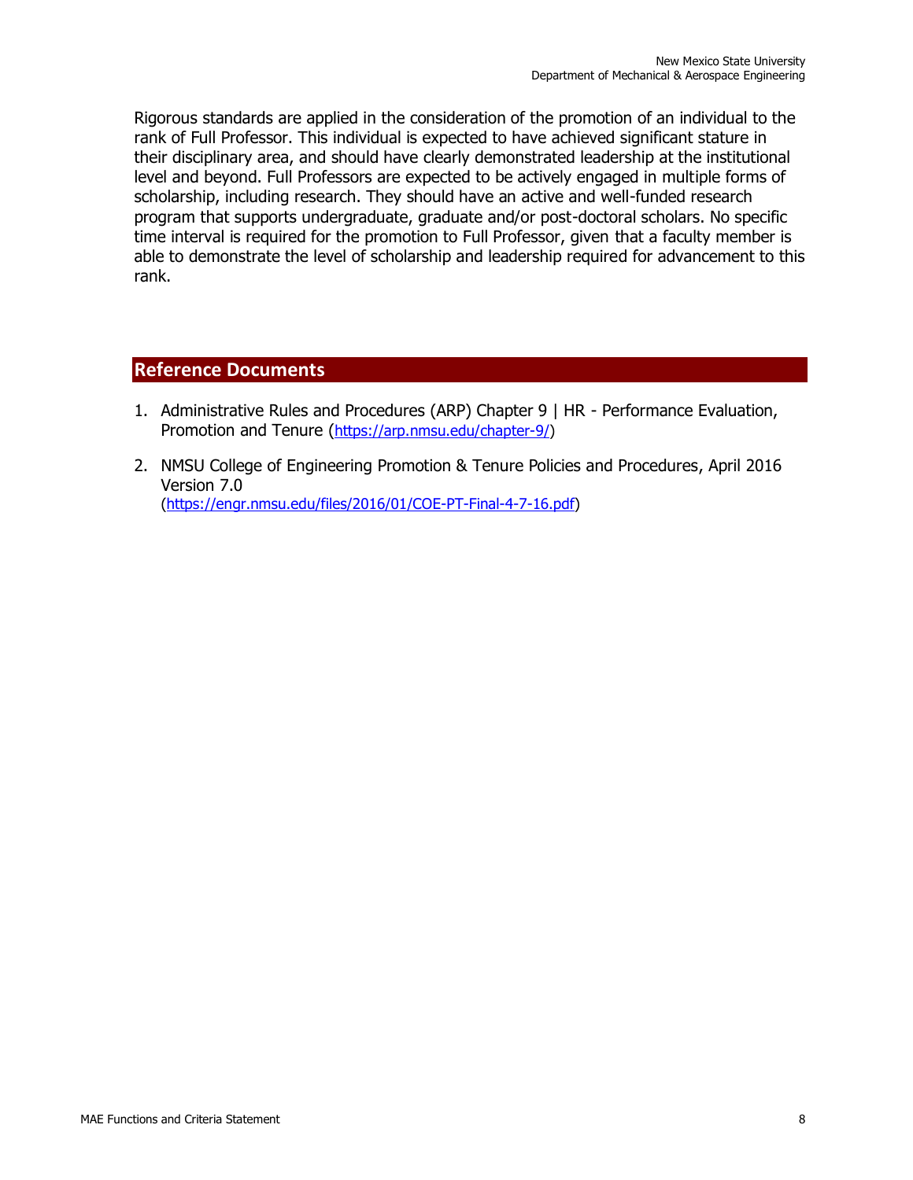Rigorous standards are applied in the consideration of the promotion of an individual to the rank of Full Professor. This individual is expected to have achieved significant stature in their disciplinary area, and should have clearly demonstrated leadership at the institutional level and beyond. Full Professors are expected to be actively engaged in multiple forms of scholarship, including research. They should have an active and well-funded research program that supports undergraduate, graduate and/or post-doctoral scholars. No specific time interval is required for the promotion to Full Professor, given that a faculty member is able to demonstrate the level of scholarship and leadership required for advancement to this rank.

## Reference Documents

1. Administrative Rules and Procedures (ARP) Chapter 9 | HR - Performance Evaluation, Promotion and Tenure (https://arp.nmsu.edu/chapter-9/)
2. NMSU College of Engineering Promotion & Tenure Policies and Procedures, April 2016 Version 7.0 (https://engr.nmsu.edu/files/2016/01/COE-PT-Final-4-7-16.pdf)